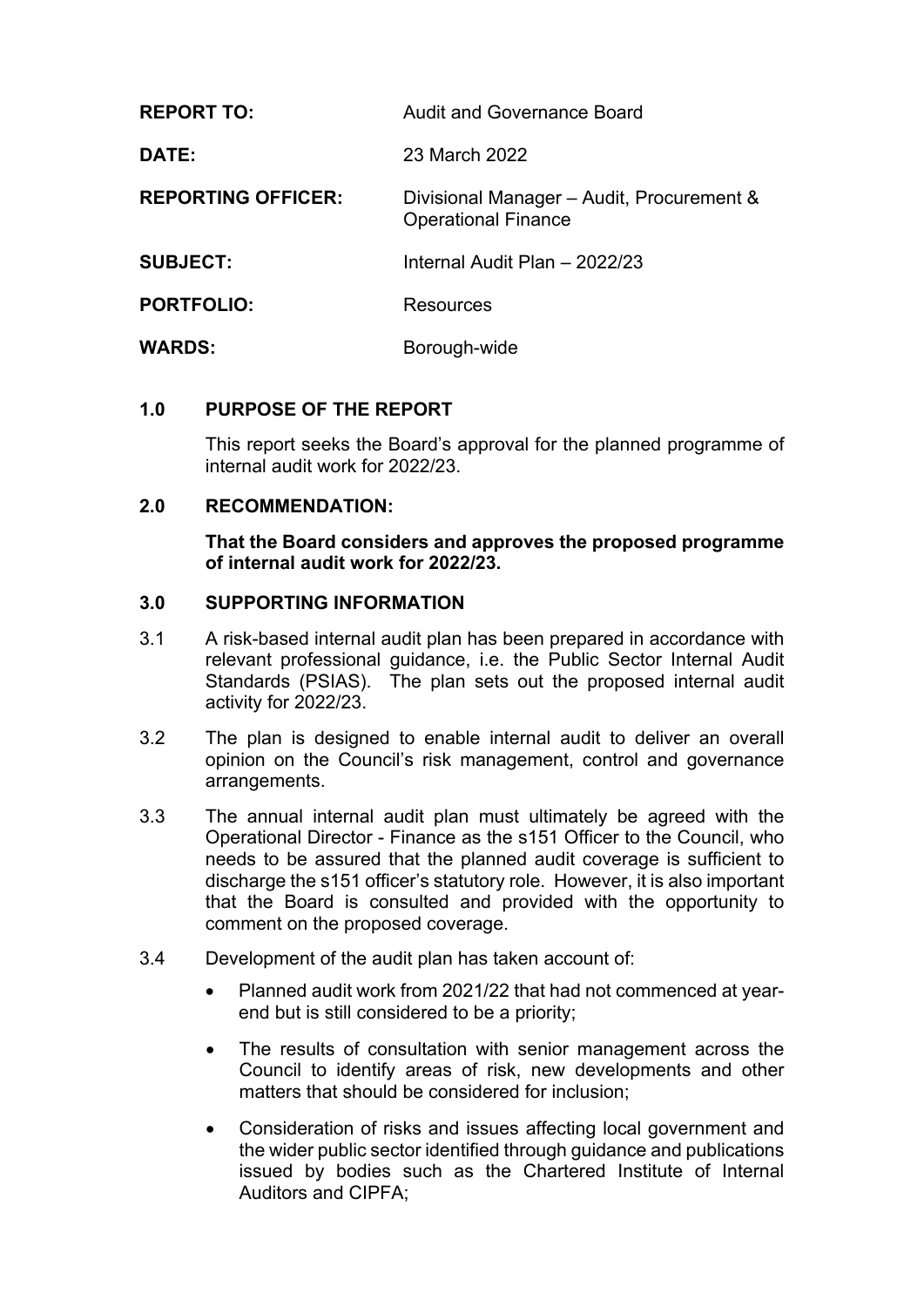| | |
|---|---|
| **REPORT TO:** | Audit and Governance Board |
| **DATE:** | 23 March 2022 |
| **REPORTING OFFICER:** | Divisional Manager – Audit, Procurement & Operational Finance |
| **SUBJECT:** | Internal Audit Plan – 2022/23 |
| **PORTFOLIO:** | Resources |
| **WARDS:** | Borough-wide |

## 1.0 PURPOSE OF THE REPORT

This report seeks the Board's approval for the planned programme of internal audit work for 2022/23.

## 2.0 RECOMMENDATION:

**That the Board considers and approves the proposed programme of internal audit work for 2022/23.**

## 3.0 SUPPORTING INFORMATION

3.1 A risk-based internal audit plan has been prepared in accordance with relevant professional guidance, i.e. the Public Sector Internal Audit Standards (PSIAS). The plan sets out the proposed internal audit activity for 2022/23.

3.2 The plan is designed to enable internal audit to deliver an overall opinion on the Council's risk management, control and governance arrangements.

3.3 The annual internal audit plan must ultimately be agreed with the Operational Director - Finance as the s151 Officer to the Council, who needs to be assured that the planned audit coverage is sufficient to discharge the s151 officer's statutory role. However, it is also important that the Board is consulted and provided with the opportunity to comment on the proposed coverage.

3.4 Development of the audit plan has taken account of:

- Planned audit work from 2021/22 that had not commenced at year-end but is still considered to be a priority;
- The results of consultation with senior management across the Council to identify areas of risk, new developments and other matters that should be considered for inclusion;
- Consideration of risks and issues affecting local government and the wider public sector identified through guidance and publications issued by bodies such as the Chartered Institute of Internal Auditors and CIPFA;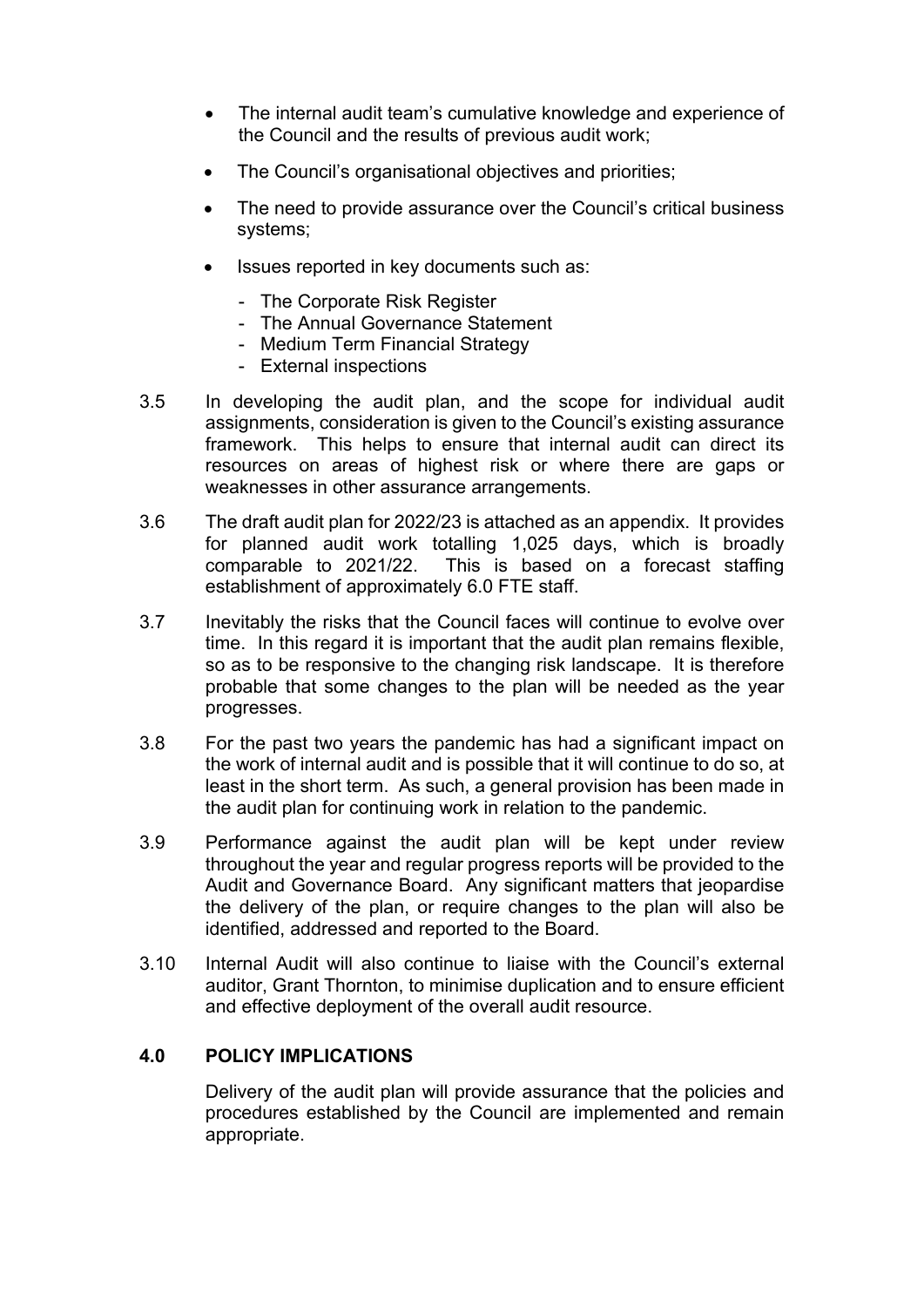- The internal audit team's cumulative knowledge and experience of the Council and the results of previous audit work;
- The Council's organisational objectives and priorities;
- The need to provide assurance over the Council's critical business systems;
- Issues reported in key documents such as:
  - The Corporate Risk Register
  - The Annual Governance Statement
  - Medium Term Financial Strategy
  - External inspections

3.5 In developing the audit plan, and the scope for individual audit assignments, consideration is given to the Council's existing assurance framework. This helps to ensure that internal audit can direct its resources on areas of highest risk or where there are gaps or weaknesses in other assurance arrangements.

3.6 The draft audit plan for 2022/23 is attached as an appendix. It provides for planned audit work totalling 1,025 days, which is broadly comparable to 2021/22. This is based on a forecast staffing establishment of approximately 6.0 FTE staff.

3.7 Inevitably the risks that the Council faces will continue to evolve over time. In this regard it is important that the audit plan remains flexible, so as to be responsive to the changing risk landscape. It is therefore probable that some changes to the plan will be needed as the year progresses.

3.8 For the past two years the pandemic has had a significant impact on the work of internal audit and is possible that it will continue to do so, at least in the short term. As such, a general provision has been made in the audit plan for continuing work in relation to the pandemic.

3.9 Performance against the audit plan will be kept under review throughout the year and regular progress reports will be provided to the Audit and Governance Board. Any significant matters that jeopardise the delivery of the plan, or require changes to the plan will also be identified, addressed and reported to the Board.

3.10 Internal Audit will also continue to liaise with the Council's external auditor, Grant Thornton, to minimise duplication and to ensure efficient and effective deployment of the overall audit resource.

## 4.0 POLICY IMPLICATIONS

Delivery of the audit plan will provide assurance that the policies and procedures established by the Council are implemented and remain appropriate.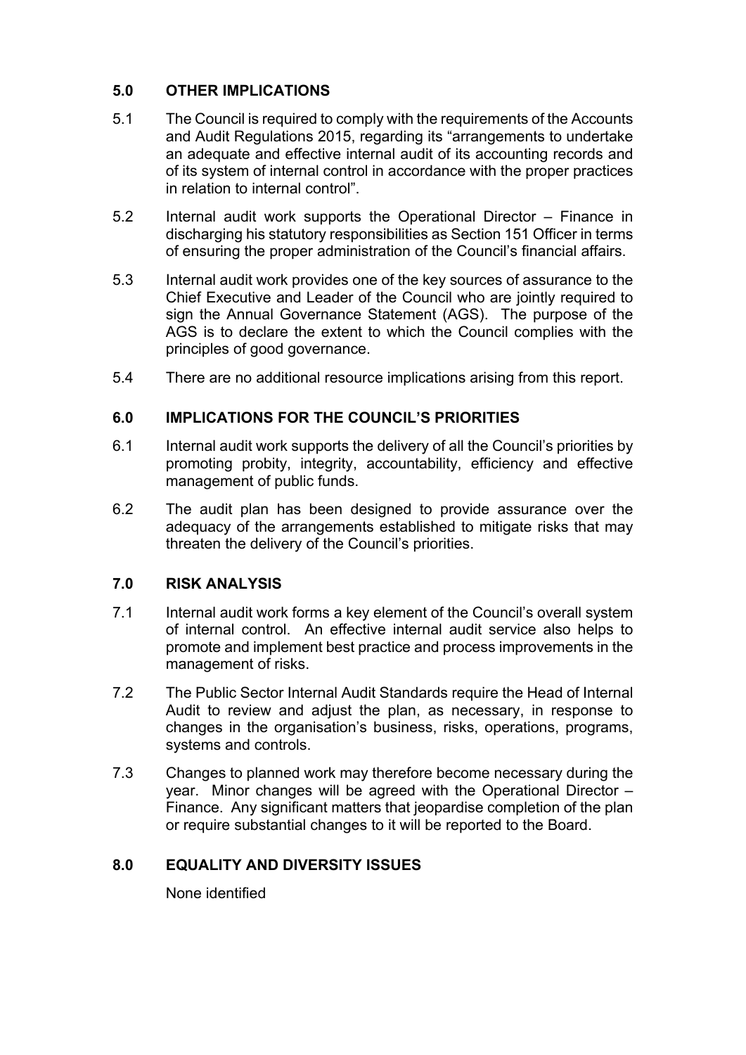## 5.0 OTHER IMPLICATIONS

5.1 The Council is required to comply with the requirements of the Accounts and Audit Regulations 2015, regarding its "arrangements to undertake an adequate and effective internal audit of its accounting records and of its system of internal control in accordance with the proper practices in relation to internal control".

5.2 Internal audit work supports the Operational Director – Finance in discharging his statutory responsibilities as Section 151 Officer in terms of ensuring the proper administration of the Council's financial affairs.

5.3 Internal audit work provides one of the key sources of assurance to the Chief Executive and Leader of the Council who are jointly required to sign the Annual Governance Statement (AGS). The purpose of the AGS is to declare the extent to which the Council complies with the principles of good governance.

5.4 There are no additional resource implications arising from this report.

## 6.0 IMPLICATIONS FOR THE COUNCIL'S PRIORITIES

6.1 Internal audit work supports the delivery of all the Council's priorities by promoting probity, integrity, accountability, efficiency and effective management of public funds.

6.2 The audit plan has been designed to provide assurance over the adequacy of the arrangements established to mitigate risks that may threaten the delivery of the Council's priorities.

## 7.0 RISK ANALYSIS

7.1 Internal audit work forms a key element of the Council's overall system of internal control. An effective internal audit service also helps to promote and implement best practice and process improvements in the management of risks.

7.2 The Public Sector Internal Audit Standards require the Head of Internal Audit to review and adjust the plan, as necessary, in response to changes in the organisation's business, risks, operations, programs, systems and controls.

7.3 Changes to planned work may therefore become necessary during the year. Minor changes will be agreed with the Operational Director – Finance. Any significant matters that jeopardise completion of the plan or require substantial changes to it will be reported to the Board.

## 8.0 EQUALITY AND DIVERSITY ISSUES

None identified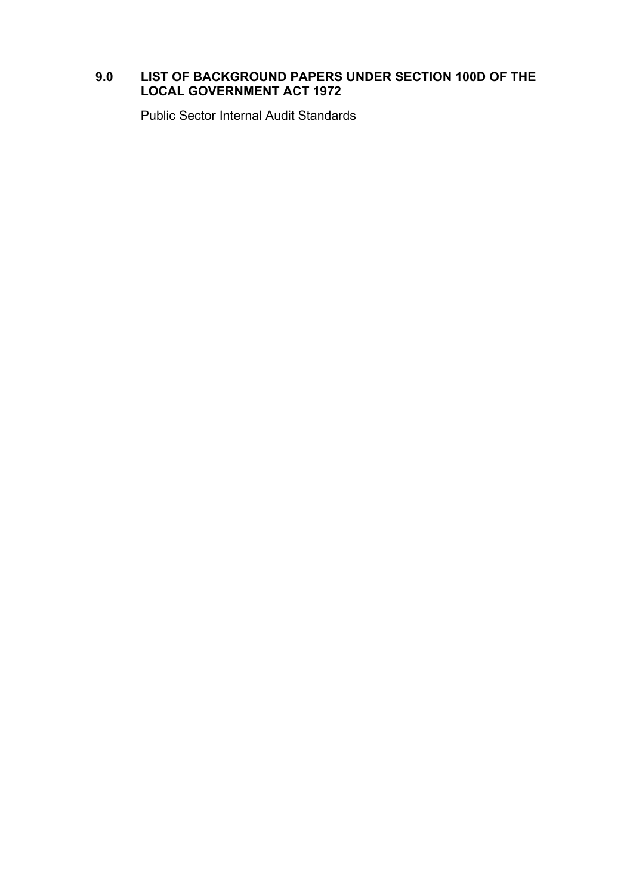## 9.0 LIST OF BACKGROUND PAPERS UNDER SECTION 100D OF THE LOCAL GOVERNMENT ACT 1972

Public Sector Internal Audit Standards